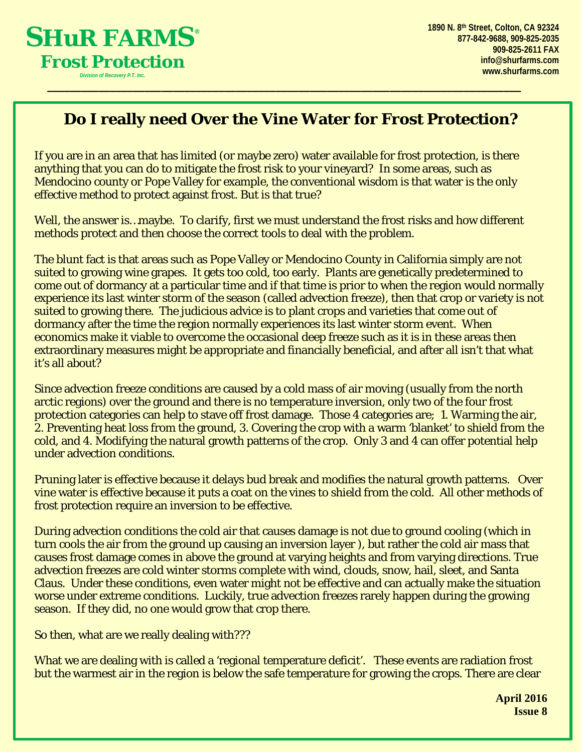**SHuR FARMS®**
**Frost Protection**
*Division of Recovery P.T. Inc.*

1890 N. 8th Street, Colton, CA 92324
877-842-9688, 909-825-2035
909-825-2611 FAX
info@shurfarms.com
www.shurfarms.com

# Do I really need Over the Vine Water for Frost Protection?

If you are in an area that has limited (or maybe zero) water available for frost protection, is there anything that you can do to mitigate the frost risk to your vineyard? In some areas, such as Mendocino county or Pope Valley for example, the conventional wisdom is that water is the only effective method to protect against frost. But is that true?

Well, the answer is…maybe. To clarify, first we must understand the frost risks and how different methods protect and then choose the correct tools to deal with the problem.

The blunt fact is that areas such as Pope Valley or Mendocino County in California simply are not suited to growing wine grapes. It gets too cold, too early. Plants are genetically predetermined to come out of dormancy at a particular time and if that time is prior to when the region would normally experience its last winter storm of the season (called advection freeze), then that crop or variety is not suited to growing there. The judicious advice is to plant crops and varieties that come out of dormancy after the time the region normally experiences its last winter storm event. When economics make it viable to overcome the occasional deep freeze such as it is in these areas then extraordinary measures might be appropriate and financially beneficial, and after all isn't that what it's all about?

Since advection freeze conditions are caused by a cold mass of air moving (usually from the north arctic regions) over the ground and there is no temperature inversion, only two of the four frost protection categories can help to stave off frost damage. Those 4 categories are; 1. Warming the air, 2. Preventing heat loss from the ground, 3. Covering the crop with a warm 'blanket' to shield from the cold, and 4. Modifying the natural growth patterns of the crop. Only 3 and 4 can offer potential help under advection conditions.

Pruning later is effective because it delays bud break and modifies the natural growth patterns. Over vine water is effective because it puts a coat on the vines to shield from the cold. All other methods of frost protection require an inversion to be effective.

During advection conditions the cold air that causes damage is not due to ground cooling (which in turn cools the air from the ground up causing an inversion layer ), but rather the cold air mass that causes frost damage comes in above the ground at varying heights and from varying directions. True advection freezes are cold winter storms complete with wind, clouds, snow, hail, sleet, and Santa Claus. Under these conditions, even water might not be effective and can actually make the situation worse under extreme conditions. Luckily, true advection freezes rarely happen during the growing season. If they did, no one would grow that crop there.

So then, what are we really dealing with???

What we are dealing with is called a 'regional temperature deficit'. These events are radiation frost but the warmest air in the region is below the safe temperature for growing the crops. There are clear

**April 2016**
**Issue 8**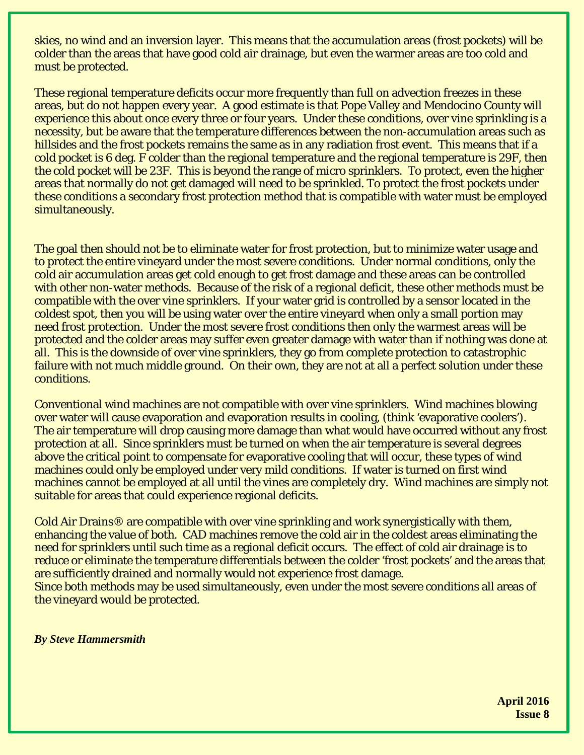skies, no wind and an inversion layer. This means that the accumulation areas (frost pockets) will be colder than the areas that have good cold air drainage, but even the warmer areas are too cold and must be protected.

These regional temperature deficits occur more frequently than full on advection freezes in these areas, but do not happen every year. A good estimate is that Pope Valley and Mendocino County will experience this about once every three or four years. Under these conditions, over vine sprinkling is a necessity, but be aware that the temperature differences between the non-accumulation areas such as hillsides and the frost pockets remains the same as in any radiation frost event. This means that if a cold pocket is 6 deg. F colder than the regional temperature and the regional temperature is 29F, then the cold pocket will be 23F. This is beyond the range of micro sprinklers. To protect, even the higher areas that normally do not get damaged will need to be sprinkled. To protect the frost pockets under these conditions a secondary frost protection method that is compatible with water must be employed simultaneously.

The goal then should not be to eliminate water for frost protection, but to minimize water usage and to protect the entire vineyard under the most severe conditions. Under normal conditions, only the cold air accumulation areas get cold enough to get frost damage and these areas can be controlled with other non-water methods. Because of the risk of a regional deficit, these other methods must be compatible with the over vine sprinklers. If your water grid is controlled by a sensor located in the coldest spot, then you will be using water over the entire vineyard when only a small portion may need frost protection. Under the most severe frost conditions then only the warmest areas will be protected and the colder areas may suffer even greater damage with water than if nothing was done at all. This is the downside of over vine sprinklers, they go from complete protection to catastrophic failure with not much middle ground. On their own, they are not at all a perfect solution under these conditions.

Conventional wind machines are not compatible with over vine sprinklers. Wind machines blowing over water will cause evaporation and evaporation results in cooling, (think 'evaporative coolers'). The air temperature will drop causing more damage than what would have occurred without any frost protection at all. Since sprinklers must be turned on when the air temperature is several degrees above the critical point to compensate for evaporative cooling that will occur, these types of wind machines could only be employed under very mild conditions. If water is turned on first wind machines cannot be employed at all until the vines are completely dry. Wind machines are simply not suitable for areas that could experience regional deficits.

Cold Air Drains® are compatible with over vine sprinkling and work synergistically with them, enhancing the value of both. CAD machines remove the cold air in the coldest areas eliminating the need for sprinklers until such time as a regional deficit occurs. The effect of cold air drainage is to reduce or eliminate the temperature differentials between the colder 'frost pockets' and the areas that are sufficiently drained and normally would not experience frost damage.
Since both methods may be used simultaneously, even under the most severe conditions all areas of the vineyard would be protected.

***By Steve Hammersmith***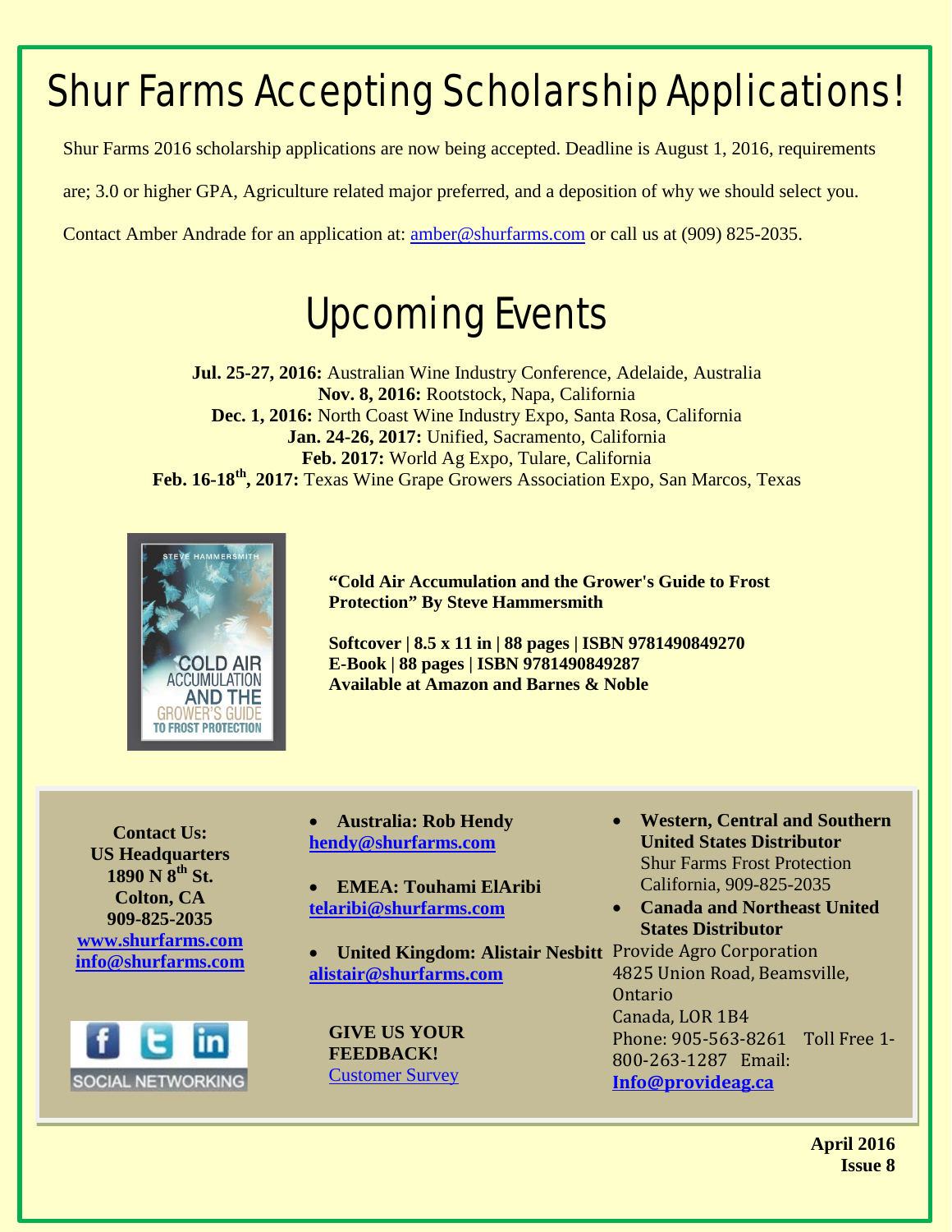# Shur Farms Accepting Scholarship Applications!

Shur Farms 2016 scholarship applications are now being accepted. Deadline is August 1, 2016, requirements are; 3.0 or higher GPA, Agriculture related major preferred, and a deposition of why we should select you. Contact Amber Andrade for an application at: amber@shurfarms.com or call us at (909) 825-2035.

# Upcoming Events

**Jul. 25-27, 2016:** Australian Wine Industry Conference, Adelaide, Australia
**Nov. 8, 2016:** Rootstock, Napa, California
**Dec. 1, 2016:** North Coast Wine Industry Expo, Santa Rosa, California
**Jan. 24-26, 2017:** Unified, Sacramento, California
**Feb. 2017:** World Ag Expo, Tulare, California
**Feb. 16-18th, 2017:** Texas Wine Grape Growers Association Expo, San Marcos, Texas

STEVE HAMMERSMITH
COLD AIR ACCUMULATION AND THE GROWER'S GUIDE TO FROST PROTECTION

**"Cold Air Accumulation and the Grower's Guide to Frost Protection" By Steve Hammersmith**

**Softcover | 8.5 x 11 in | 88 pages | ISBN 9781490849270**
**E-Book | 88 pages | ISBN 9781490849287**
**Available at Amazon and Barnes & Noble**

**Contact Us:**
**US Headquarters**
**1890 N 8th St.**
**Colton, CA**
**909-825-2035**
**www.shurfarms.com**
**info@shurfarms.com**

SOCIAL NETWORKING

- **Australia: Rob Hendy**
  hendy@shurfarms.com
- **EMEA: Touhami ElAribi**
  telaribi@shurfarms.com
- **United Kingdom: Alistair Nesbitt**
  alistair@shurfarms.com

**GIVE US YOUR FEEDBACK!**
Customer Survey

- **Western, Central and Southern United States Distributor**
  Shur Farms Frost Protection
  California, 909-825-2035
- **Canada and Northeast United States Distributor**
  Provide Agro Corporation
  4825 Union Road, Beamsville, Ontario
  Canada, L0R 1B4
  Phone: 905-563-8261 Toll Free 1-800-263-1287 Email: **Info@provideag.ca**

**April 2016**
**Issue 8**